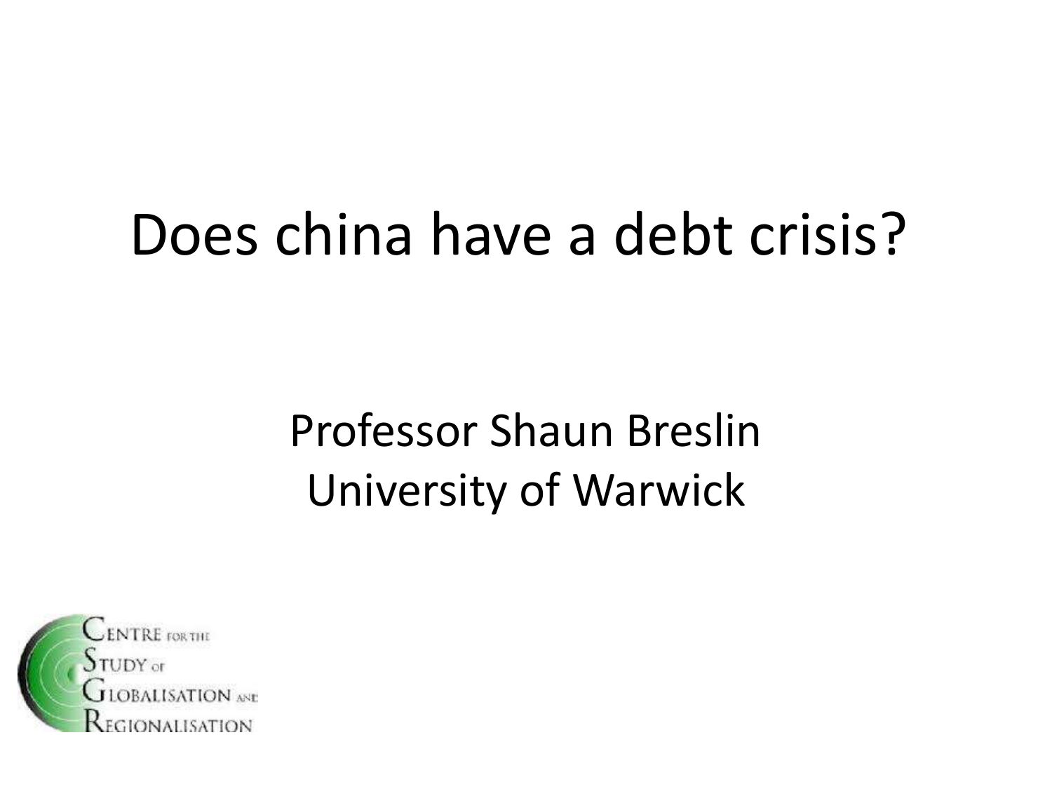# Does china have a debt crisis?

Professor Shaun Breslin
University of Warwick

Centre for the Study of Globalisation and Regionalisation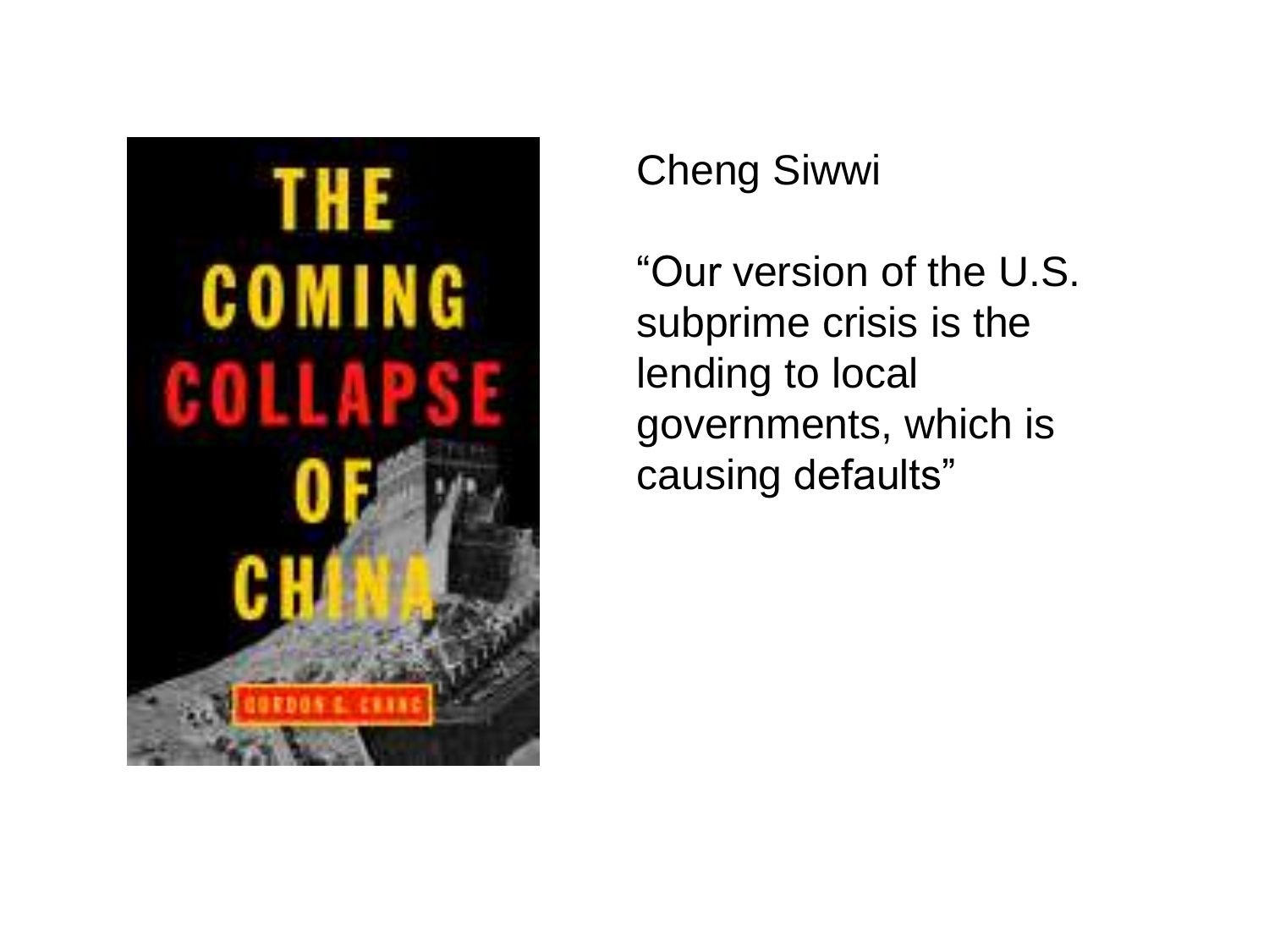Cheng Siwwi

"Our version of the U.S. subprime crisis is the lending to local governments, which is causing defaults"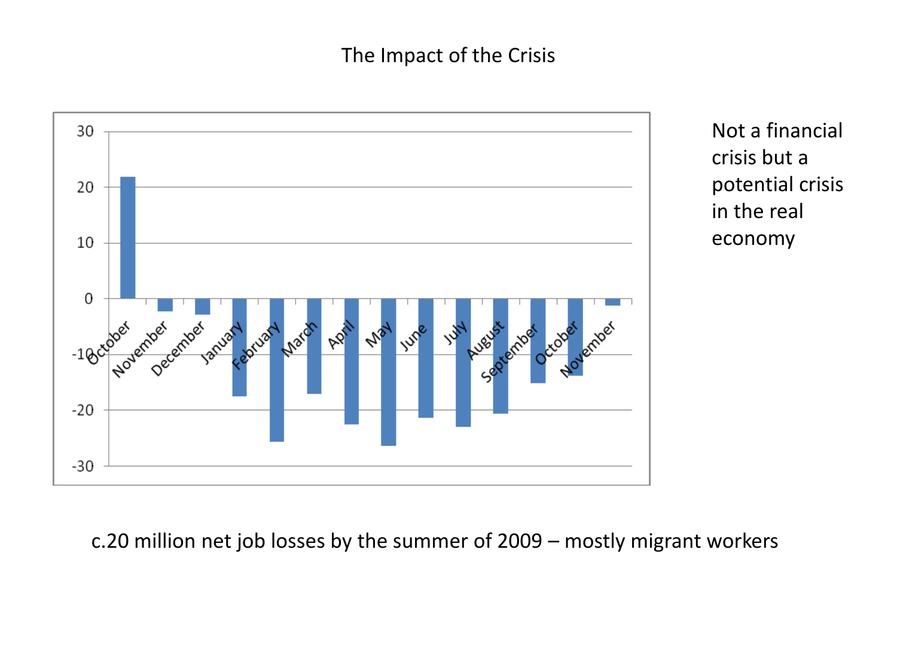# The Impact of the Crisis

| Month | Value |
|---|---|
| October | 22 |
| November | -2.3 |
| December | -2.8 |
| January | -17.5 |
| February | -25.6 |
| March | -17 |
| April | -22.5 |
| May | -26.3 |
| June | -21.3 |
| July | -23 |
| August | -20.6 |
| September | -15.1 |
| October | -13.8 |
| November | -1.2 |

Not a financial crisis but a potential crisis in the real economy

c.20 million net job losses by the summer of 2009 – mostly migrant workers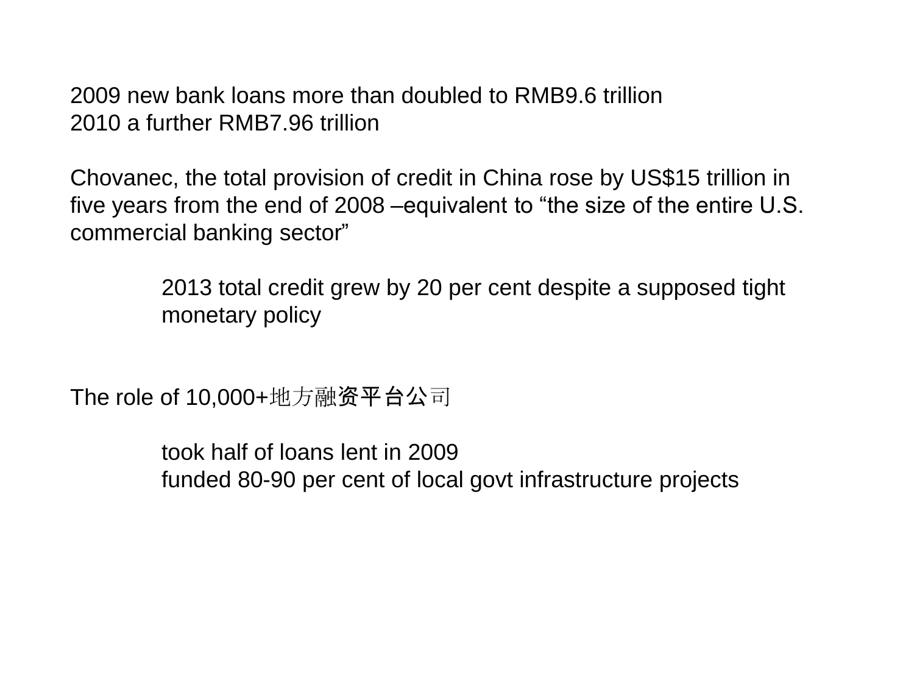2009 new bank loans more than doubled to RMB9.6 trillion
2010 a further RMB7.96 trillion

Chovanec, the total provision of credit in China rose by US$15 trillion in five years from the end of 2008 –equivalent to “the size of the entire U.S. commercial banking sector”

- 2013 total credit grew by 20 per cent despite a supposed tight monetary policy

The role of 10,000+地方融资平台公司

- took half of loans lent in 2009
- funded 80-90 per cent of local govt infrastructure projects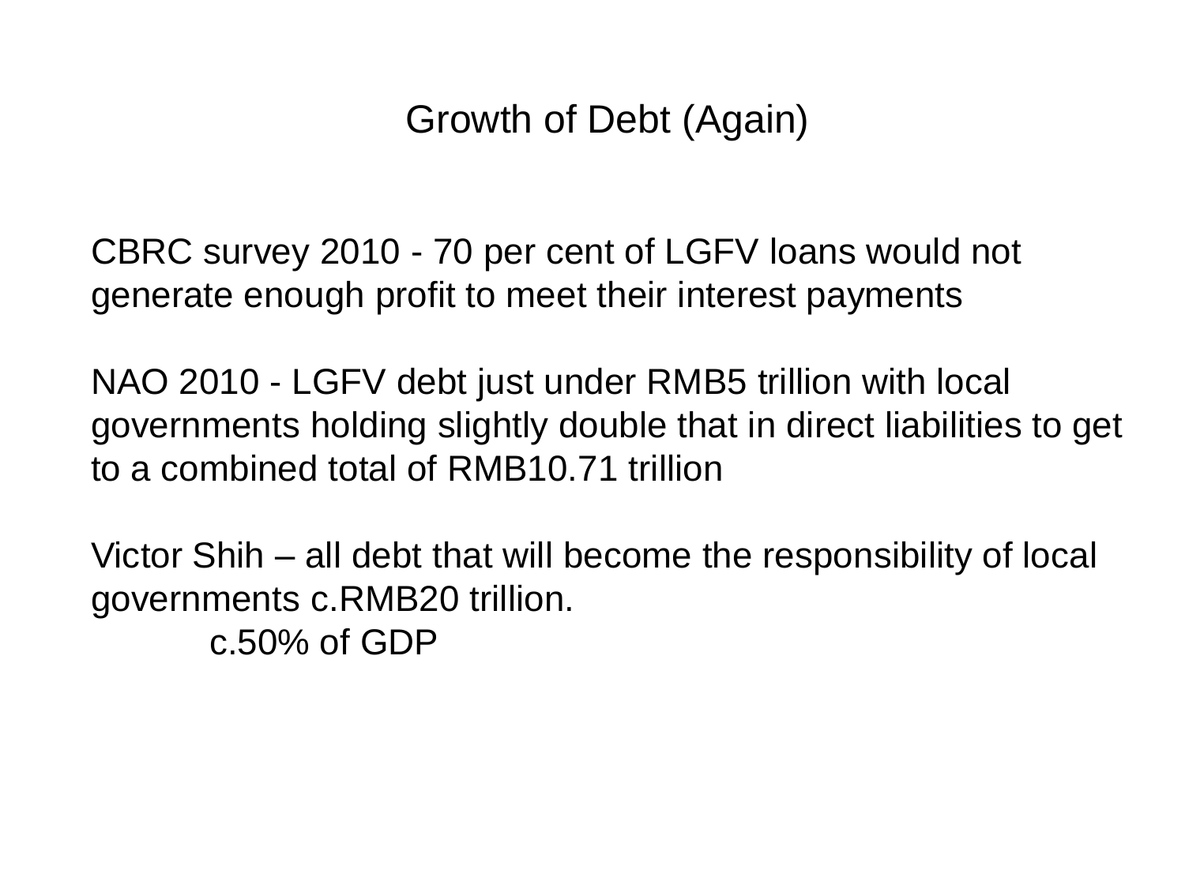# Growth of Debt (Again)

CBRC survey 2010 - 70 per cent of LGFV loans would not generate enough profit to meet their interest payments

NAO 2010 - LGFV debt just under RMB5 trillion with local governments holding slightly double that in direct liabilities to get to a combined total of RMB10.71 trillion

Victor Shih – all debt that will become the responsibility of local governments c.RMB20 trillion.

    c.50% of GDP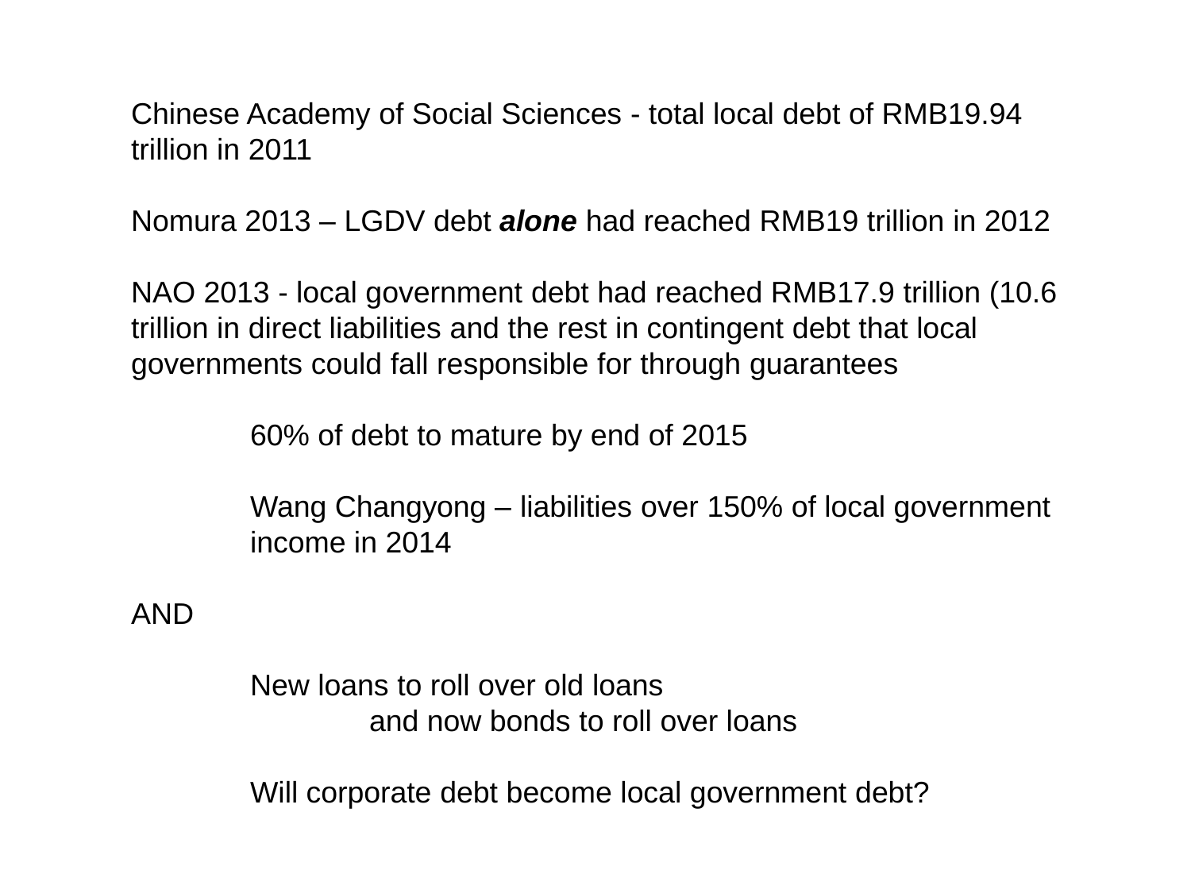Chinese Academy of Social Sciences - total local debt of RMB19.94 trillion in 2011

Nomura 2013 – LGDV debt ***alone*** had reached RMB19 trillion in 2012

NAO 2013 - local government debt had reached RMB17.9 trillion (10.6 trillion in direct liabilities and the rest in contingent debt that local governments could fall responsible for through guarantees

- 60% of debt to mature by end of 2015

- Wang Changyong – liabilities over 150% of local government income in 2014

AND

- New loans to roll over old loans
  - and now bonds to roll over loans

- Will corporate debt become local government debt?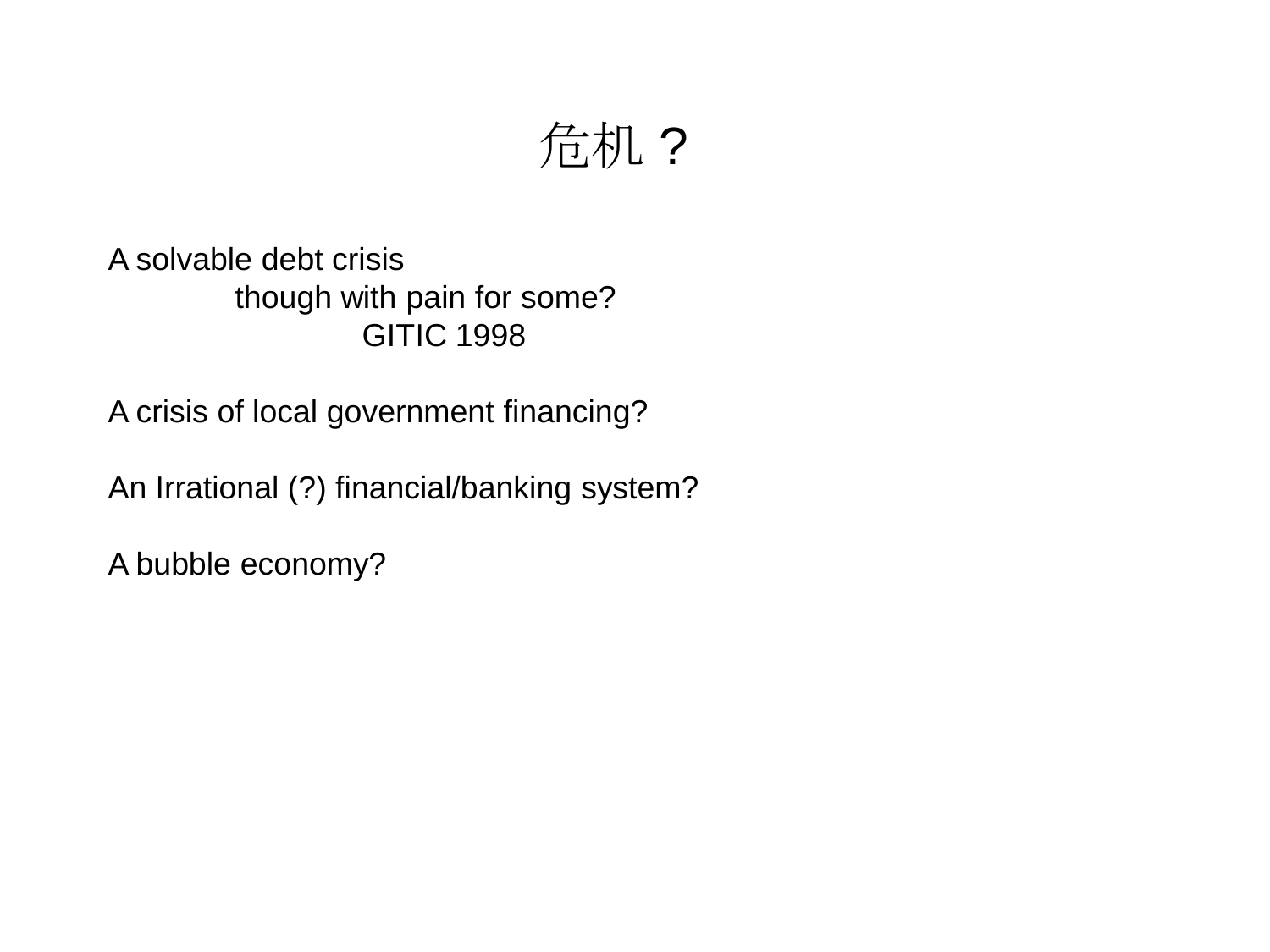# 危机 ?

A solvable debt crisis

though with pain for some?

GITIC 1998

A crisis of local government financing?

An Irrational (?) financial/banking system?

A bubble economy?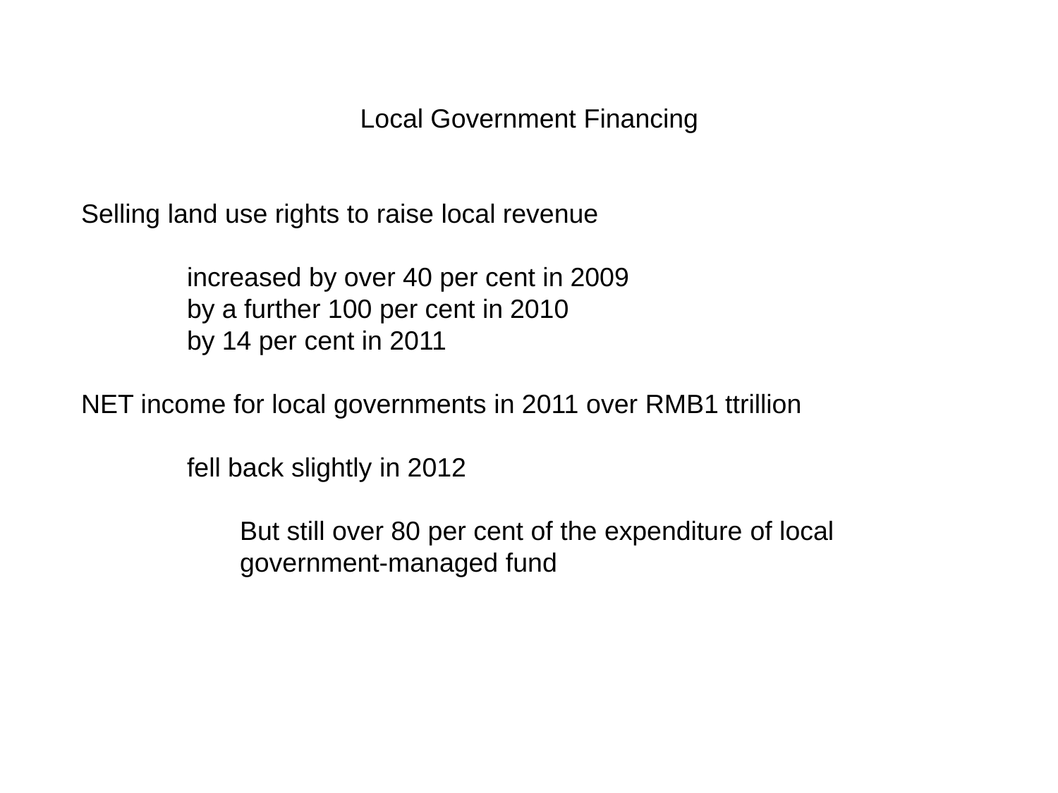# Local Government Financing

Selling land use rights to raise local revenue

- increased by over 40 per cent in 2009
- by a further 100 per cent in 2010
- by 14 per cent in 2011

NET income for local governments in 2011 over RMB1 ttrillion

- fell back slightly in 2012
  - But still over 80 per cent of the expenditure of local government-managed fund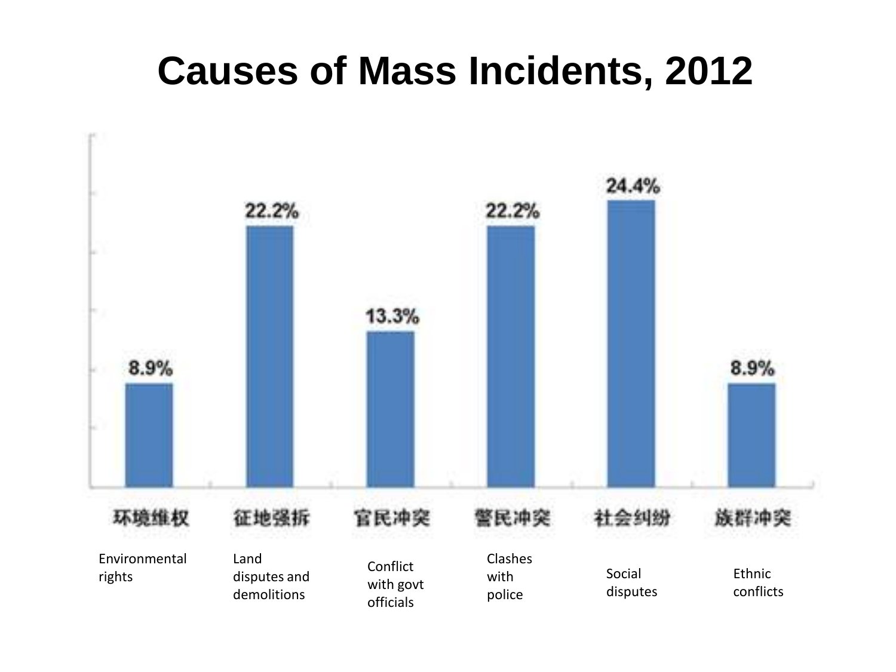# Causes of Mass Incidents, 2012

| 环境维权 | 征地强拆 | 官民冲突 | 警民冲突 | 社会纠纷 | 族群冲突 |
|---|---|---|---|---|---|
| Environmental rights | Land disputes and demolitions | Conflict with govt officials | Clashes with police | Social disputes | Ethnic conflicts |
| 8.9% | 22.2% | 13.3% | 22.2% | 24.4% | 8.9% |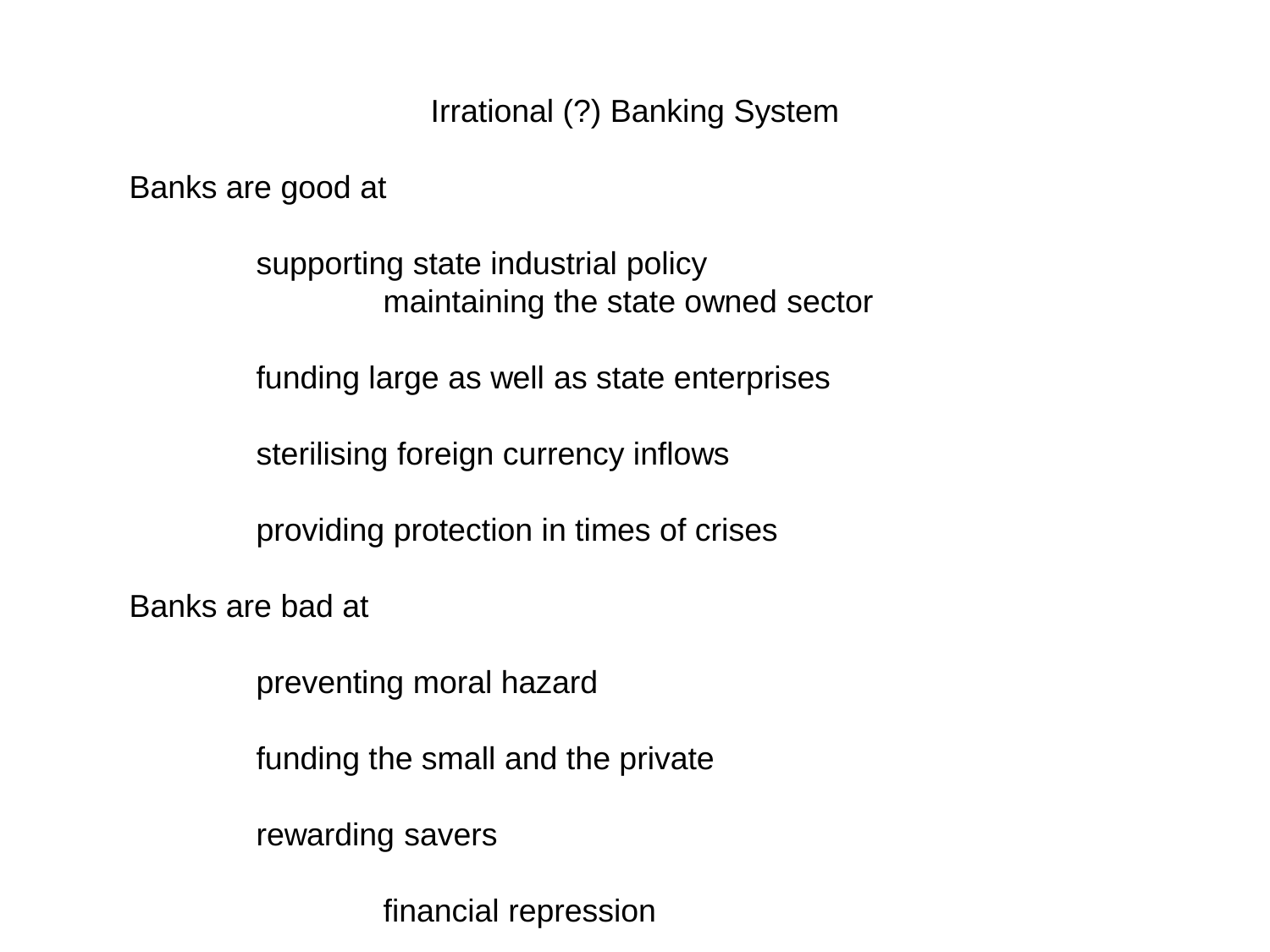# Irrational (?) Banking System

Banks are good at

- supporting state industrial policy
    - maintaining the state owned sector
- funding large as well as state enterprises
- sterilising foreign currency inflows
- providing protection in times of crises

Banks are bad at

- preventing moral hazard
- funding the small and the private
- rewarding savers
    - financial repression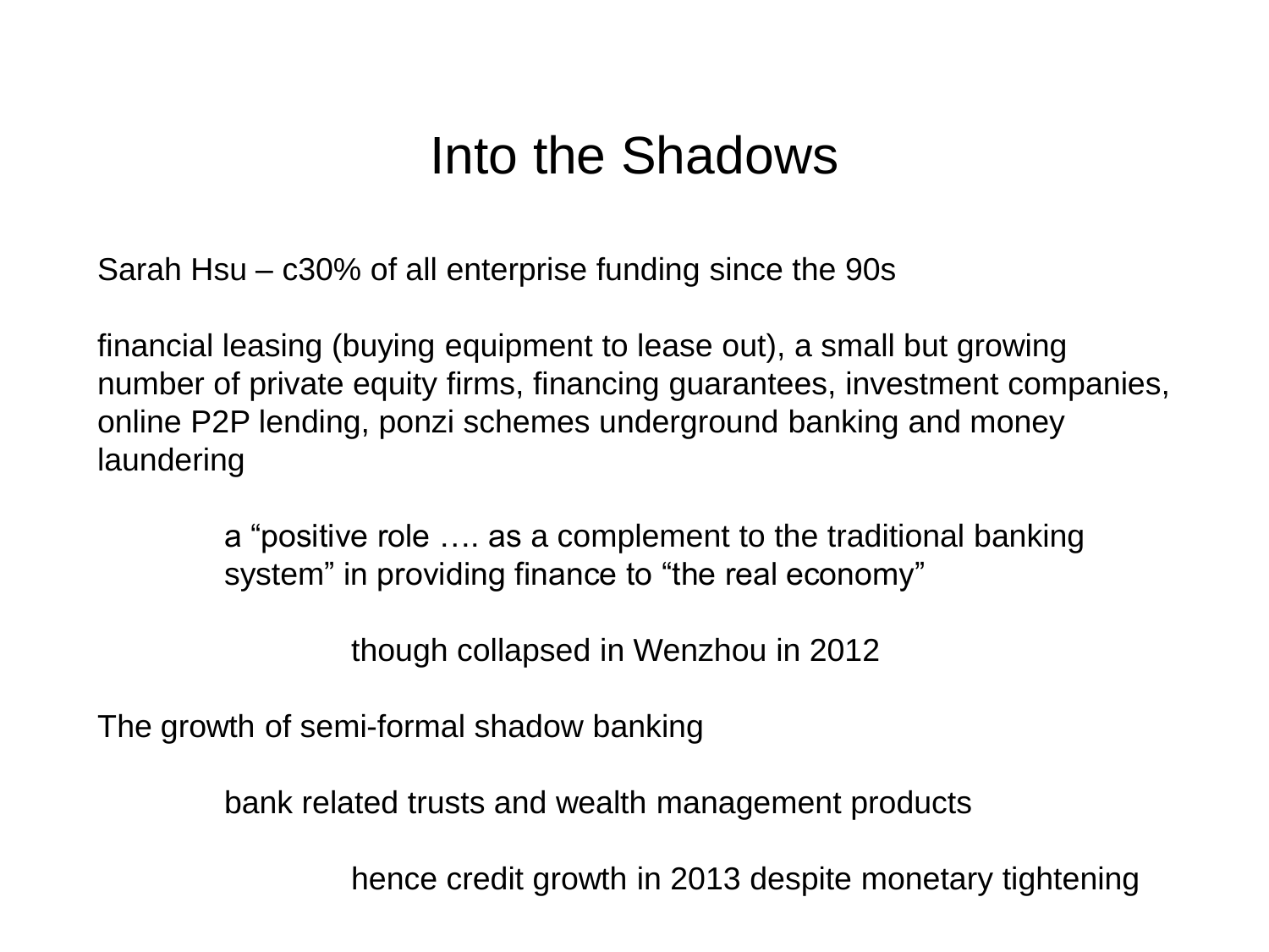# Into the Shadows

Sarah Hsu – c30% of all enterprise funding since the 90s

financial leasing (buying equipment to lease out), a small but growing number of private equity firms, financing guarantees, investment companies, online P2P lending, ponzi schemes underground banking and money laundering

> a "positive role …. as a complement to the traditional banking system" in providing finance to "the real economy"
>
> > though collapsed in Wenzhou in 2012

The growth of semi-formal shadow banking

> bank related trusts and wealth management products
>
> > hence credit growth in 2013 despite monetary tightening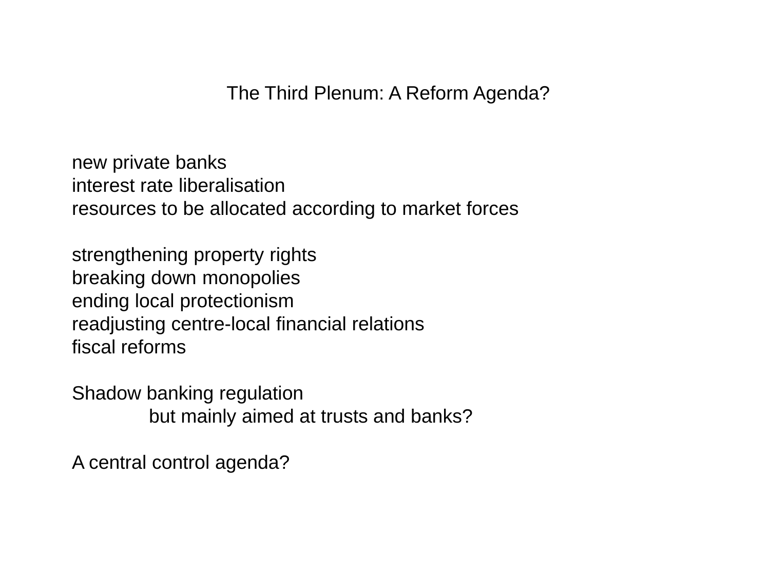# The Third Plenum: A Reform Agenda?

new private banks
interest rate liberalisation
resources to be allocated according to market forces

strengthening property rights
breaking down monopolies
ending local protectionism
readjusting centre-local financial relations
fiscal reforms

Shadow banking regulation
    but mainly aimed at trusts and banks?

A central control agenda?